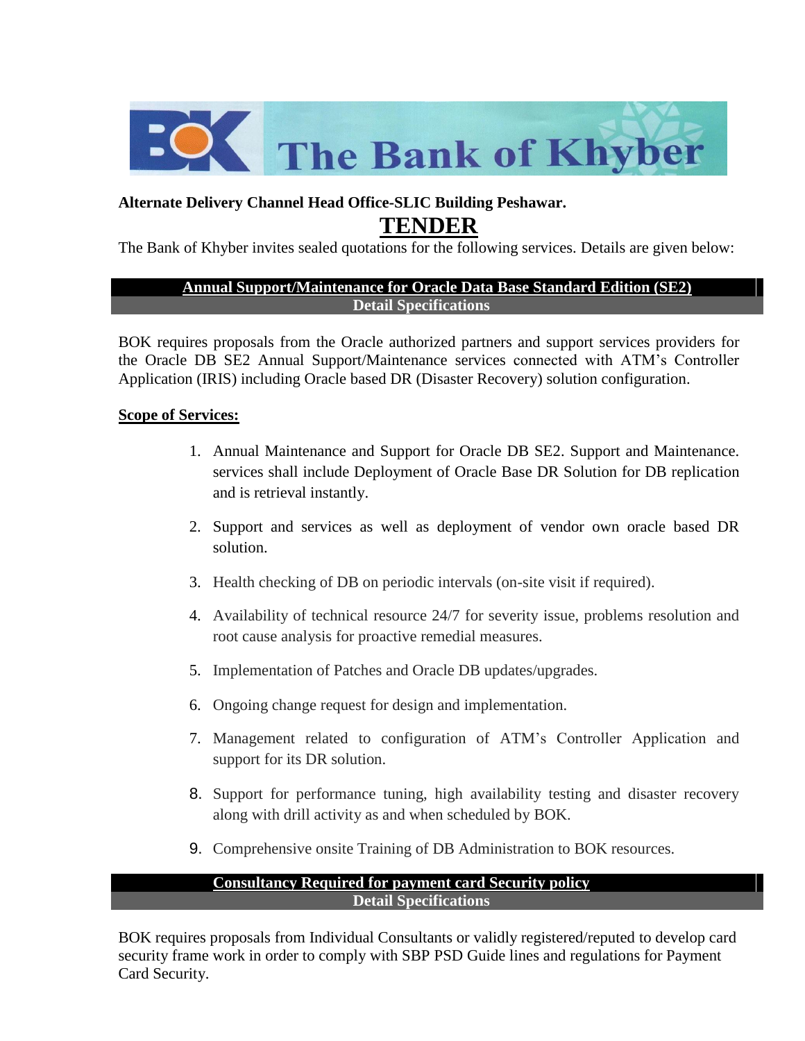The Bank of Khyber

**Alternate Delivery Channel Head Office-SLIC Building Peshawar.**

# TENDER

The Bank of Khyber invites sealed quotations for the following services. Details are given below:

## Annual Support/Maintenance for Oracle Data Base Standard Edition (SE2)

### Detail Specifications

BOK requires proposals from the Oracle authorized partners and support services providers for the Oracle DB SE2 Annual Support/Maintenance services connected with ATM's Controller Application (IRIS) including Oracle based DR (Disaster Recovery) solution configuration.

**Scope of Services:**

1. Annual Maintenance and Support for Oracle DB SE2. Support and Maintenance. services shall include Deployment of Oracle Base DR Solution for DB replication and is retrieval instantly.
2. Support and services as well as deployment of vendor own oracle based DR solution.
3. Health checking of DB on periodic intervals (on-site visit if required).
4. Availability of technical resource 24/7 for severity issue, problems resolution and root cause analysis for proactive remedial measures.
5. Implementation of Patches and Oracle DB updates/upgrades.
6. Ongoing change request for design and implementation.
7. Management related to configuration of ATM's Controller Application and support for its DR solution.
8. Support for performance tuning, high availability testing and disaster recovery along with drill activity as and when scheduled by BOK.
9. Comprehensive onsite Training of DB Administration to BOK resources.

## Consultancy Required for payment card Security policy

### Detail Specifications

BOK requires proposals from Individual Consultants or validly registered/reputed to develop card security frame work in order to comply with SBP PSD Guide lines and regulations for Payment Card Security.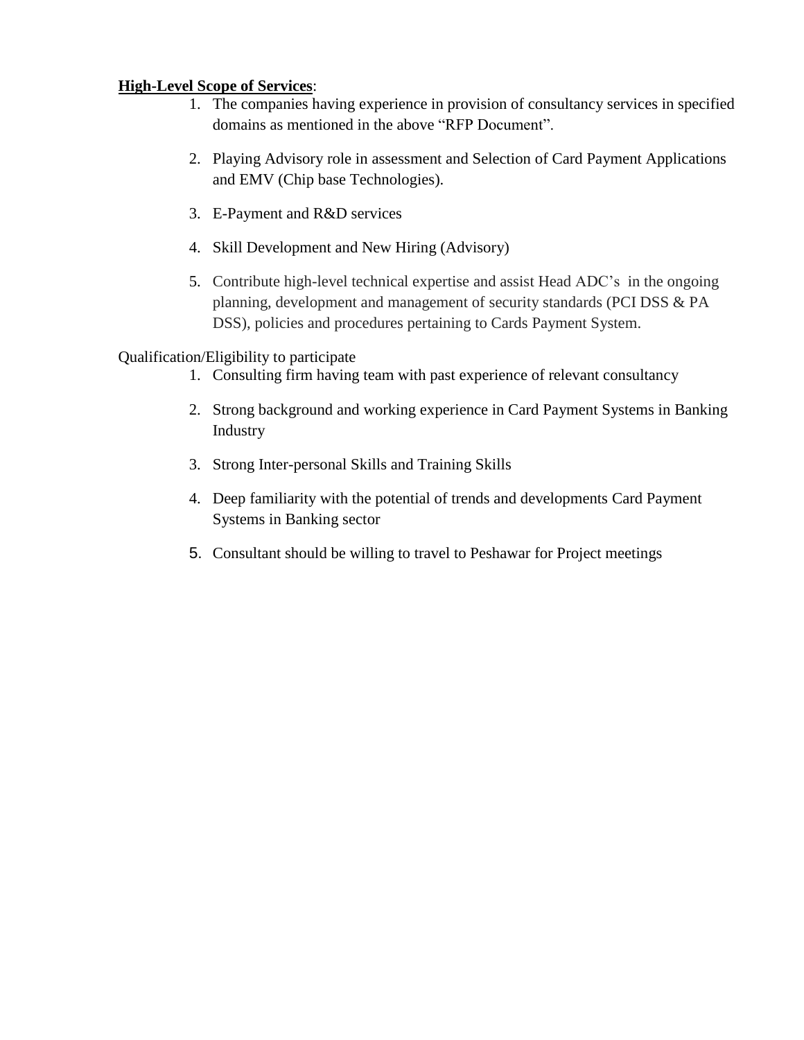**High-Level Scope of Services**:

1. The companies having experience in provision of consultancy services in specified domains as mentioned in the above "RFP Document".
2. Playing Advisory role in assessment and Selection of Card Payment Applications and EMV (Chip base Technologies).
3. E-Payment and R&D services
4. Skill Development and New Hiring (Advisory)
5. Contribute high-level technical expertise and assist Head ADC's in the ongoing planning, development and management of security standards (PCI DSS & PA DSS), policies and procedures pertaining to Cards Payment System.

Qualification/Eligibility to participate

1. Consulting firm having team with past experience of relevant consultancy
2. Strong background and working experience in Card Payment Systems in Banking Industry
3. Strong Inter-personal Skills and Training Skills
4. Deep familiarity with the potential of trends and developments Card Payment Systems in Banking sector
5. Consultant should be willing to travel to Peshawar for Project meetings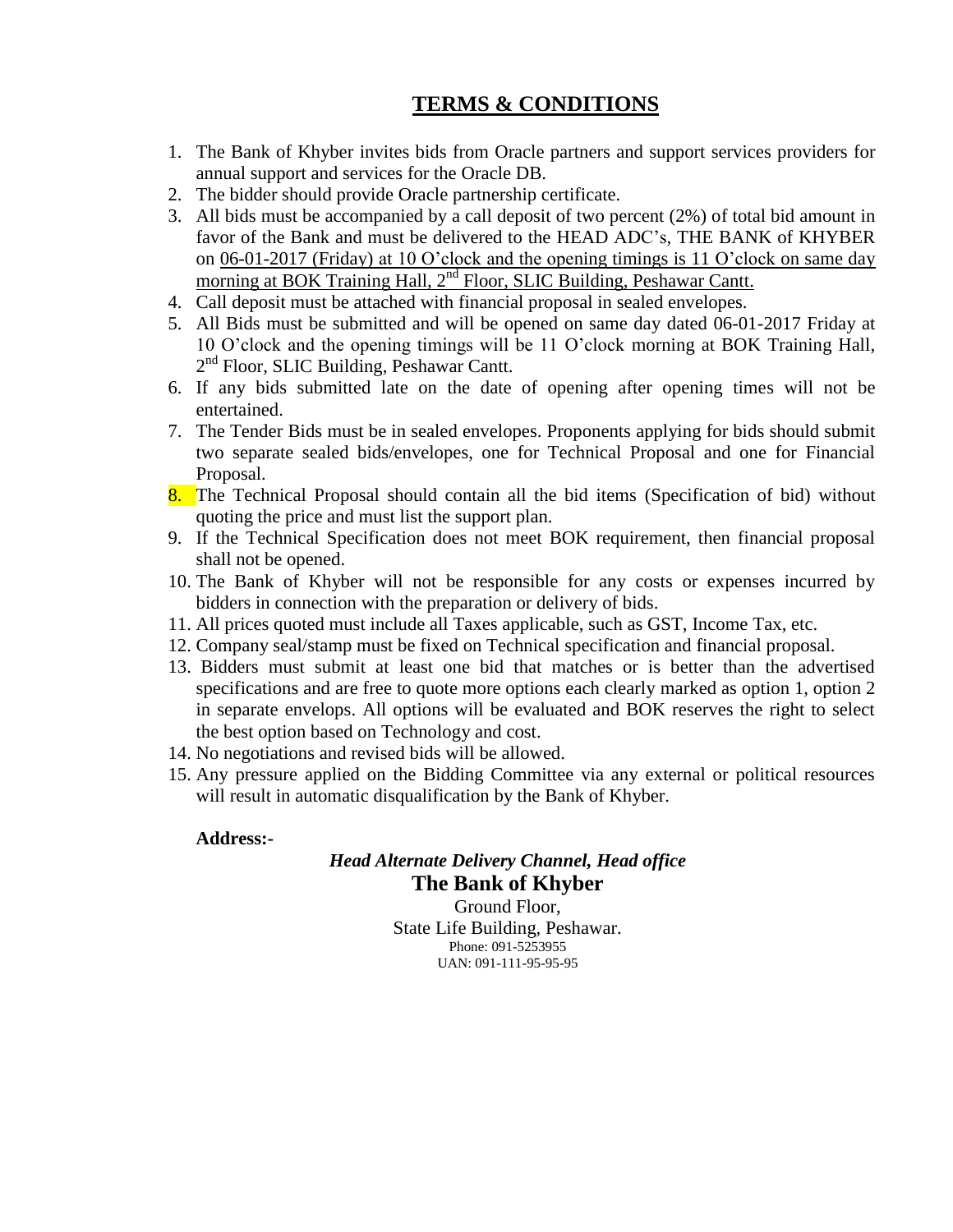# TERMS & CONDITIONS

1. The Bank of Khyber invites bids from Oracle partners and support services providers for annual support and services for the Oracle DB.
2. The bidder should provide Oracle partnership certificate.
3. All bids must be accompanied by a call deposit of two percent (2%) of total bid amount in favor of the Bank and must be delivered to the HEAD ADC's, THE BANK of KHYBER on 06-01-2017 (Friday) at 10 O'clock and the opening timings is 11 O'clock on same day morning at BOK Training Hall, 2nd Floor, SLIC Building, Peshawar Cantt.
4. Call deposit must be attached with financial proposal in sealed envelopes.
5. All Bids must be submitted and will be opened on same day dated 06-01-2017 Friday at 10 O'clock and the opening timings will be 11 O'clock morning at BOK Training Hall, 2nd Floor, SLIC Building, Peshawar Cantt.
6. If any bids submitted late on the date of opening after opening times will not be entertained.
7. The Tender Bids must be in sealed envelopes. Proponents applying for bids should submit two separate sealed bids/envelopes, one for Technical Proposal and one for Financial Proposal.
8. The Technical Proposal should contain all the bid items (Specification of bid) without quoting the price and must list the support plan.
9. If the Technical Specification does not meet BOK requirement, then financial proposal shall not be opened.
10. The Bank of Khyber will not be responsible for any costs or expenses incurred by bidders in connection with the preparation or delivery of bids.
11. All prices quoted must include all Taxes applicable, such as GST, Income Tax, etc.
12. Company seal/stamp must be fixed on Technical specification and financial proposal.
13. Bidders must submit at least one bid that matches or is better than the advertised specifications and are free to quote more options each clearly marked as option 1, option 2 in separate envelops. All options will be evaluated and BOK reserves the right to select the best option based on Technology and cost.
14. No negotiations and revised bids will be allowed.
15. Any pressure applied on the Bidding Committee via any external or political resources will result in automatic disqualification by the Bank of Khyber.

**Address:-**

***Head Alternate Delivery Channel, Head office***

**The Bank of Khyber**

Ground Floor,
State Life Building, Peshawar.
Phone: 091-5253955
UAN: 091-111-95-95-95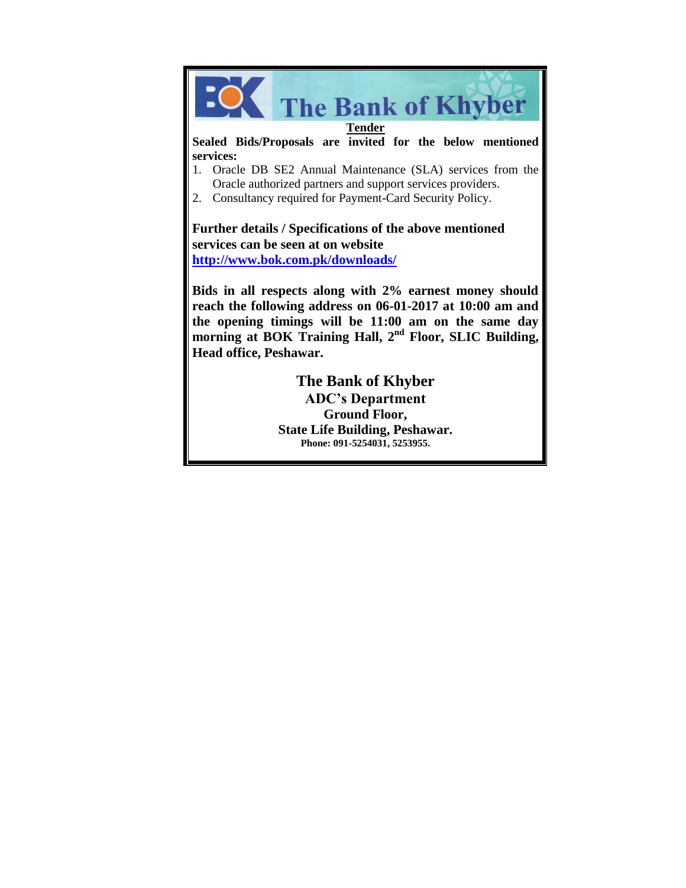# The Bank of Khyber

**Tender**

**Sealed Bids/Proposals are invited for the below mentioned services:**

1. Oracle DB SE2 Annual Maintenance (SLA) services from the Oracle authorized partners and support services providers.
2. Consultancy required for Payment-Card Security Policy.

**Further details / Specifications of the above mentioned services can be seen at on website [http://www.bok.com.pk/downloads/](http://www.bok.com.pk/downloads/)**

**Bids in all respects along with 2% earnest money should reach the following address on 06-01-2017 at 10:00 am and the opening timings will be 11:00 am on the same day morning at BOK Training Hall, 2nd Floor, SLIC Building, Head office, Peshawar.**

**The Bank of Khyber**
**ADC's Department**
**Ground Floor,**
**State Life Building, Peshawar.**
**Phone: 091-5254031, 5253955.**